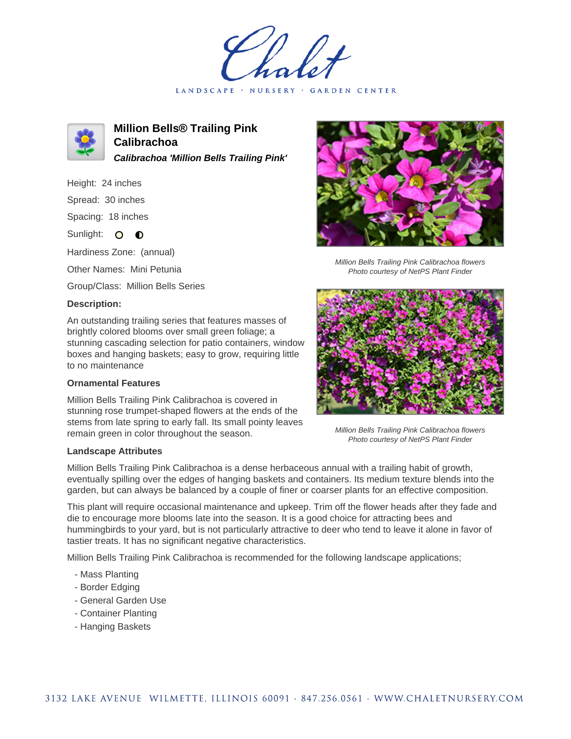# Million Bells® Trailing Pink Calibrachoa

***Calibrachoa 'Million Bells Trailing Pink'***

Height: 24 inches

Spread: 30 inches

Spacing: 18 inches

Sunlight: full sun, partial shade

Hardiness Zone: (annual)

Other Names: Mini Petunia

Group/Class: Million Bells Series

**Description:**

An outstanding trailing series that features masses of brightly colored blooms over small green foliage; a stunning cascading selection for patio containers, window boxes and hanging baskets; easy to grow, requiring little to no maintenance

### Ornamental Features

Million Bells Trailing Pink Calibrachoa is covered in stunning rose trumpet-shaped flowers at the ends of the stems from late spring to early fall. Its small pointy leaves remain green in color throughout the season.

*Million Bells Trailing Pink Calibrachoa flowers*
*Photo courtesy of NetPS Plant Finder*

*Million Bells Trailing Pink Calibrachoa flowers*
*Photo courtesy of NetPS Plant Finder*

### Landscape Attributes

Million Bells Trailing Pink Calibrachoa is a dense herbaceous annual with a trailing habit of growth, eventually spilling over the edges of hanging baskets and containers. Its medium texture blends into the garden, but can always be balanced by a couple of finer or coarser plants for an effective composition.

This plant will require occasional maintenance and upkeep. Trim off the flower heads after they fade and die to encourage more blooms late into the season. It is a good choice for attracting bees and hummingbirds to your yard, but is not particularly attractive to deer who tend to leave it alone in favor of tastier treats. It has no significant negative characteristics.

Million Bells Trailing Pink Calibrachoa is recommended for the following landscape applications;

- Mass Planting
- Border Edging
- General Garden Use
- Container Planting
- Hanging Baskets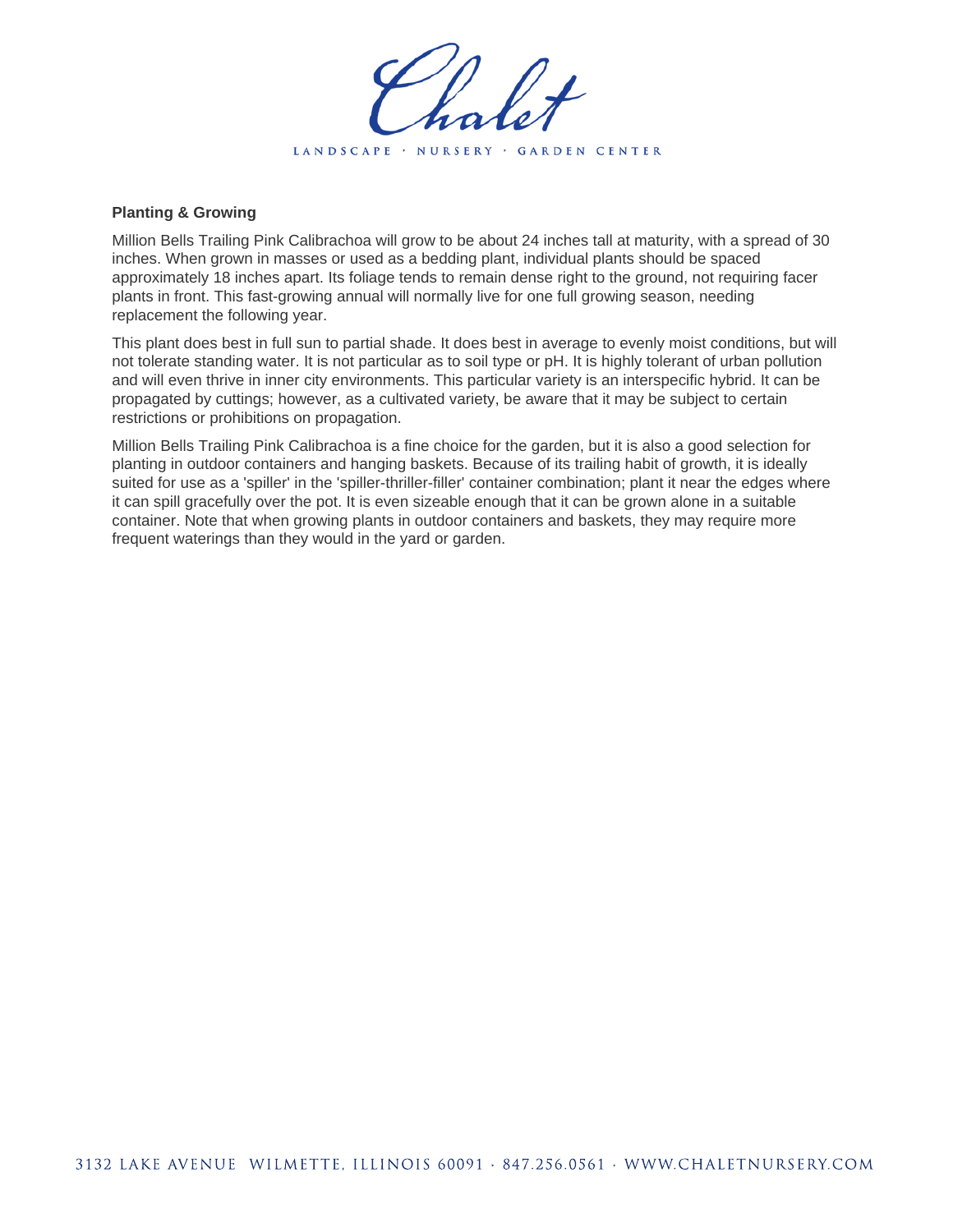**Planting & Growing**

Million Bells Trailing Pink Calibrachoa will grow to be about 24 inches tall at maturity, with a spread of 30 inches. When grown in masses or used as a bedding plant, individual plants should be spaced approximately 18 inches apart. Its foliage tends to remain dense right to the ground, not requiring facer plants in front. This fast-growing annual will normally live for one full growing season, needing replacement the following year.

This plant does best in full sun to partial shade. It does best in average to evenly moist conditions, but will not tolerate standing water. It is not particular as to soil type or pH. It is highly tolerant of urban pollution and will even thrive in inner city environments. This particular variety is an interspecific hybrid. It can be propagated by cuttings; however, as a cultivated variety, be aware that it may be subject to certain restrictions or prohibitions on propagation.

Million Bells Trailing Pink Calibrachoa is a fine choice for the garden, but it is also a good selection for planting in outdoor containers and hanging baskets. Because of its trailing habit of growth, it is ideally suited for use as a 'spiller' in the 'spiller-thriller-filler' container combination; plant it near the edges where it can spill gracefully over the pot. It is even sizeable enough that it can be grown alone in a suitable container. Note that when growing plants in outdoor containers and baskets, they may require more frequent waterings than they would in the yard or garden.